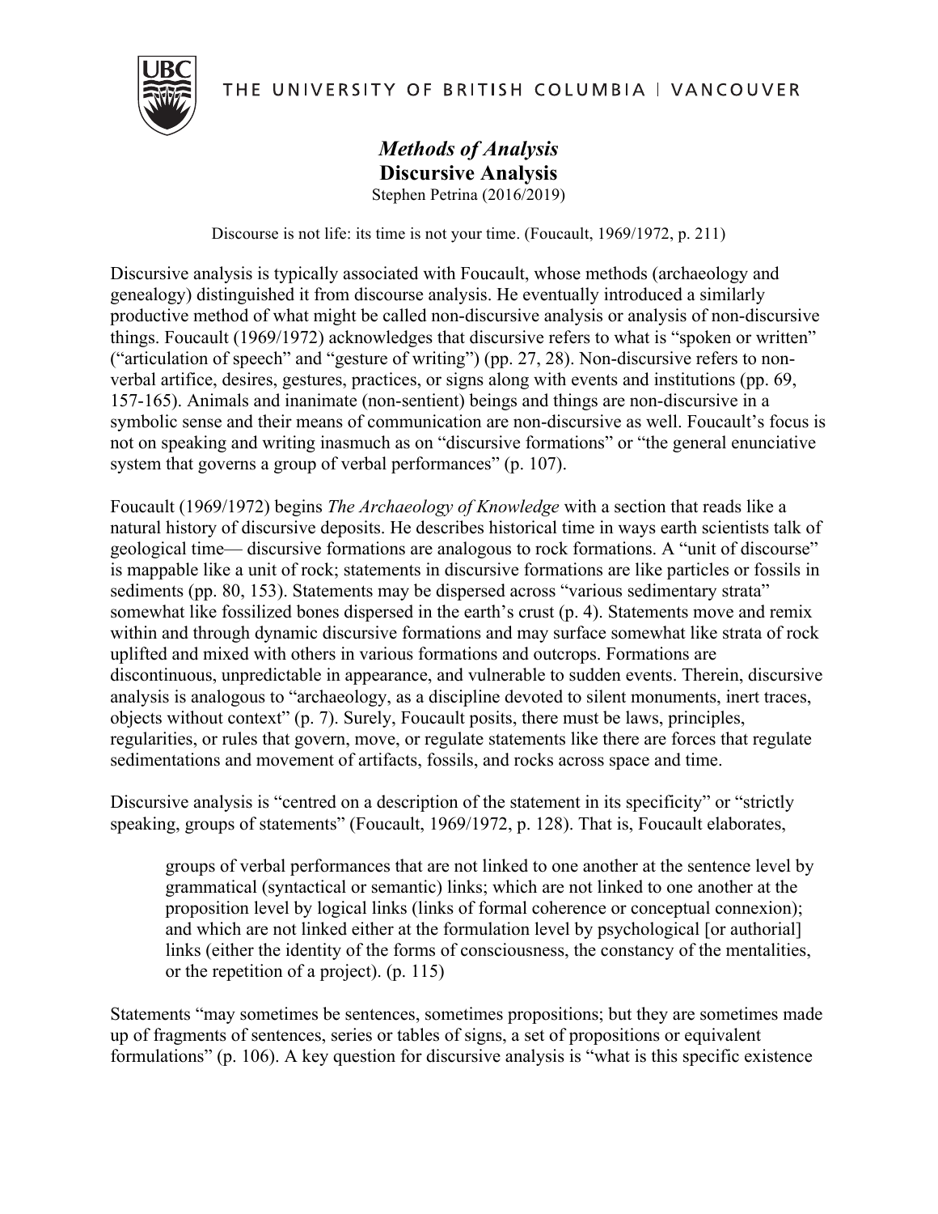THE UNIVERSITY OF BRITISH COLUMBIA | VANCOUVER

# *Methods of Analysis*
## Discursive Analysis

Stephen Petrina (2016/2019)

Discourse is not life: its time is not your time. (Foucault, 1969/1972, p. 211)

Discursive analysis is typically associated with Foucault, whose methods (archaeology and genealogy) distinguished it from discourse analysis. He eventually introduced a similarly productive method of what might be called non-discursive analysis or analysis of non-discursive things. Foucault (1969/1972) acknowledges that discursive refers to what is "spoken or written" ("articulation of speech" and "gesture of writing") (pp. 27, 28). Non-discursive refers to non-verbal artifice, desires, gestures, practices, or signs along with events and institutions (pp. 69, 157-165). Animals and inanimate (non-sentient) beings and things are non-discursive in a symbolic sense and their means of communication are non-discursive as well. Foucault's focus is not on speaking and writing inasmuch as on "discursive formations" or "the general enunciative system that governs a group of verbal performances" (p. 107).

Foucault (1969/1972) begins *The Archaeology of Knowledge* with a section that reads like a natural history of discursive deposits. He describes historical time in ways earth scientists talk of geological time— discursive formations are analogous to rock formations. A "unit of discourse" is mappable like a unit of rock; statements in discursive formations are like particles or fossils in sediments (pp. 80, 153). Statements may be dispersed across "various sedimentary strata" somewhat like fossilized bones dispersed in the earth's crust (p. 4). Statements move and remix within and through dynamic discursive formations and may surface somewhat like strata of rock uplifted and mixed with others in various formations and outcrops. Formations are discontinuous, unpredictable in appearance, and vulnerable to sudden events. Therein, discursive analysis is analogous to "archaeology, as a discipline devoted to silent monuments, inert traces, objects without context" (p. 7). Surely, Foucault posits, there must be laws, principles, regularities, or rules that govern, move, or regulate statements like there are forces that regulate sedimentations and movement of artifacts, fossils, and rocks across space and time.

Discursive analysis is "centred on a description of the statement in its specificity" or "strictly speaking, groups of statements" (Foucault, 1969/1972, p. 128). That is, Foucault elaborates,

> groups of verbal performances that are not linked to one another at the sentence level by grammatical (syntactical or semantic) links; which are not linked to one another at the proposition level by logical links (links of formal coherence or conceptual connexion); and which are not linked either at the formulation level by psychological [or authorial] links (either the identity of the forms of consciousness, the constancy of the mentalities, or the repetition of a project). (p. 115)

Statements "may sometimes be sentences, sometimes propositions; but they are sometimes made up of fragments of sentences, series or tables of signs, a set of propositions or equivalent formulations" (p. 106). A key question for discursive analysis is "what is this specific existence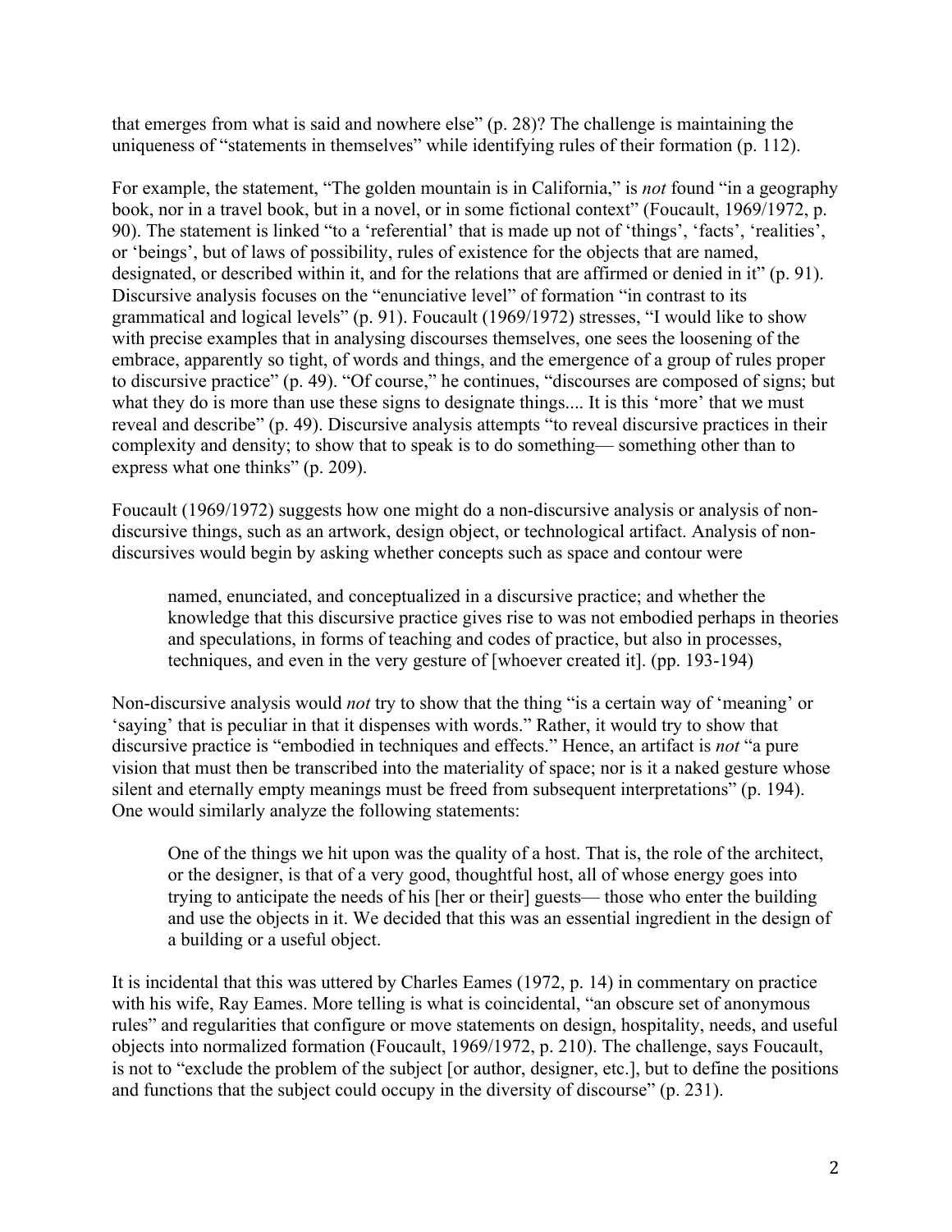that emerges from what is said and nowhere else" (p. 28)? The challenge is maintaining the uniqueness of "statements in themselves" while identifying rules of their formation (p. 112).

For example, the statement, "The golden mountain is in California," is *not* found "in a geography book, nor in a travel book, but in a novel, or in some fictional context" (Foucault, 1969/1972, p. 90). The statement is linked "to a 'referential' that is made up not of 'things', 'facts', 'realities', or 'beings', but of laws of possibility, rules of existence for the objects that are named, designated, or described within it, and for the relations that are affirmed or denied in it" (p. 91). Discursive analysis focuses on the "enunciative level" of formation "in contrast to its grammatical and logical levels" (p. 91). Foucault (1969/1972) stresses, "I would like to show with precise examples that in analysing discourses themselves, one sees the loosening of the embrace, apparently so tight, of words and things, and the emergence of a group of rules proper to discursive practice" (p. 49). "Of course," he continues, "discourses are composed of signs; but what they do is more than use these signs to designate things.... It is this 'more' that we must reveal and describe" (p. 49). Discursive analysis attempts "to reveal discursive practices in their complexity and density; to show that to speak is to do something— something other than to express what one thinks" (p. 209).

Foucault (1969/1972) suggests how one might do a non-discursive analysis or analysis of non-discursive things, such as an artwork, design object, or technological artifact. Analysis of non-discursives would begin by asking whether concepts such as space and contour were

> named, enunciated, and conceptualized in a discursive practice; and whether the knowledge that this discursive practice gives rise to was not embodied perhaps in theories and speculations, in forms of teaching and codes of practice, but also in processes, techniques, and even in the very gesture of [whoever created it]. (pp. 193-194)

Non-discursive analysis would *not* try to show that the thing "is a certain way of 'meaning' or 'saying' that is peculiar in that it dispenses with words." Rather, it would try to show that discursive practice is "embodied in techniques and effects." Hence, an artifact is *not* "a pure vision that must then be transcribed into the materiality of space; nor is it a naked gesture whose silent and eternally empty meanings must be freed from subsequent interpretations" (p. 194). One would similarly analyze the following statements:

> One of the things we hit upon was the quality of a host. That is, the role of the architect, or the designer, is that of a very good, thoughtful host, all of whose energy goes into trying to anticipate the needs of his [her or their] guests— those who enter the building and use the objects in it. We decided that this was an essential ingredient in the design of a building or a useful object.

It is incidental that this was uttered by Charles Eames (1972, p. 14) in commentary on practice with his wife, Ray Eames. More telling is what is coincidental, "an obscure set of anonymous rules" and regularities that configure or move statements on design, hospitality, needs, and useful objects into normalized formation (Foucault, 1969/1972, p. 210). The challenge, says Foucault, is not to "exclude the problem of the subject [or author, designer, etc.], but to define the positions and functions that the subject could occupy in the diversity of discourse" (p. 231).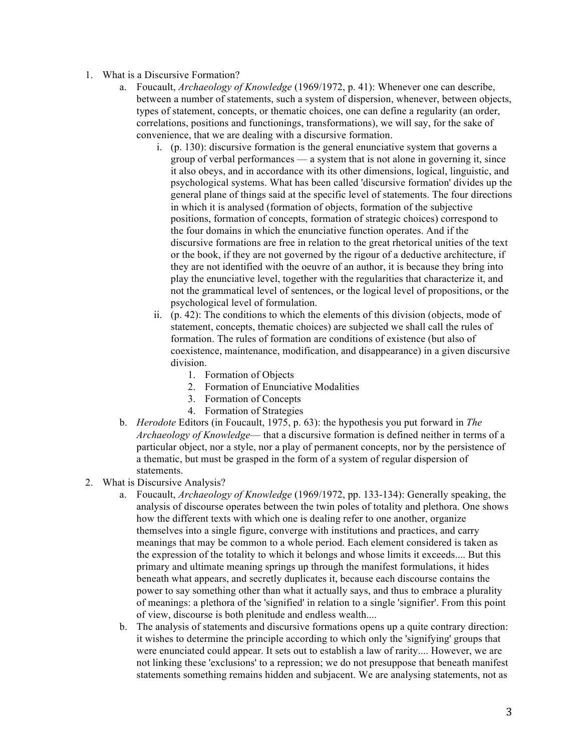1. What is a Discursive Formation?
    a. Foucault, *Archaeology of Knowledge* (1969/1972, p. 41): Whenever one can describe, between a number of statements, such a system of dispersion, whenever, between objects, types of statement, concepts, or thematic choices, one can define a regularity (an order, correlations, positions and functionings, transformations), we will say, for the sake of convenience, that we are dealing with a discursive formation.
        i. (p. 130): discursive formation is the general enunciative system that governs a group of verbal performances — a system that is not alone in governing it, since it also obeys, and in accordance with its other dimensions, logical, linguistic, and psychological systems. What has been called 'discursive formation' divides up the general plane of things said at the specific level of statements. The four directions in which it is analysed (formation of objects, formation of the subjective positions, formation of concepts, formation of strategic choices) correspond to the four domains in which the enunciative function operates. And if the discursive formations are free in relation to the great rhetorical unities of the text or the book, if they are not governed by the rigour of a deductive architecture, if they are not identified with the oeuvre of an author, it is because they bring into play the enunciative level, together with the regularities that characterize it, and not the grammatical level of sentences, or the logical level of propositions, or the psychological level of formulation.
        ii. (p. 42): The conditions to which the elements of this division (objects, mode of statement, concepts, thematic choices) are subjected we shall call the rules of formation. The rules of formation are conditions of existence (but also of coexistence, maintenance, modification, and disappearance) in a given discursive division.
            1. Formation of Objects
            2. Formation of Enunciative Modalities
            3. Formation of Concepts
            4. Formation of Strategies
    b. *Herodote* Editors (in Foucault, 1975, p. 63): the hypothesis you put forward in *The Archaeology of Knowledge*— that a discursive formation is defined neither in terms of a particular object, nor a style, nor a play of permanent concepts, nor by the persistence of a thematic, but must be grasped in the form of a system of regular dispersion of statements.
2. What is Discursive Analysis?
    a. Foucault, *Archaeology of Knowledge* (1969/1972, pp. 133-134): Generally speaking, the analysis of discourse operates between the twin poles of totality and plethora. One shows how the different texts with which one is dealing refer to one another, organize themselves into a single figure, converge with institutions and practices, and carry meanings that may be common to a whole period. Each element considered is taken as the expression of the totality to which it belongs and whose limits it exceeds.... But this primary and ultimate meaning springs up through the manifest formulations, it hides beneath what appears, and secretly duplicates it, because each discourse contains the power to say something other than what it actually says, and thus to embrace a plurality of meanings: a plethora of the 'signified' in relation to a single 'signifier'. From this point of view, discourse is both plenitude and endless wealth....
    b. The analysis of statements and discursive formations opens up a quite contrary direction: it wishes to determine the principle according to which only the 'signifying' groups that were enunciated could appear. It sets out to establish a law of rarity.... However, we are not linking these 'exclusions' to a repression; we do not presuppose that beneath manifest statements something remains hidden and subjacent. We are analysing statements, not as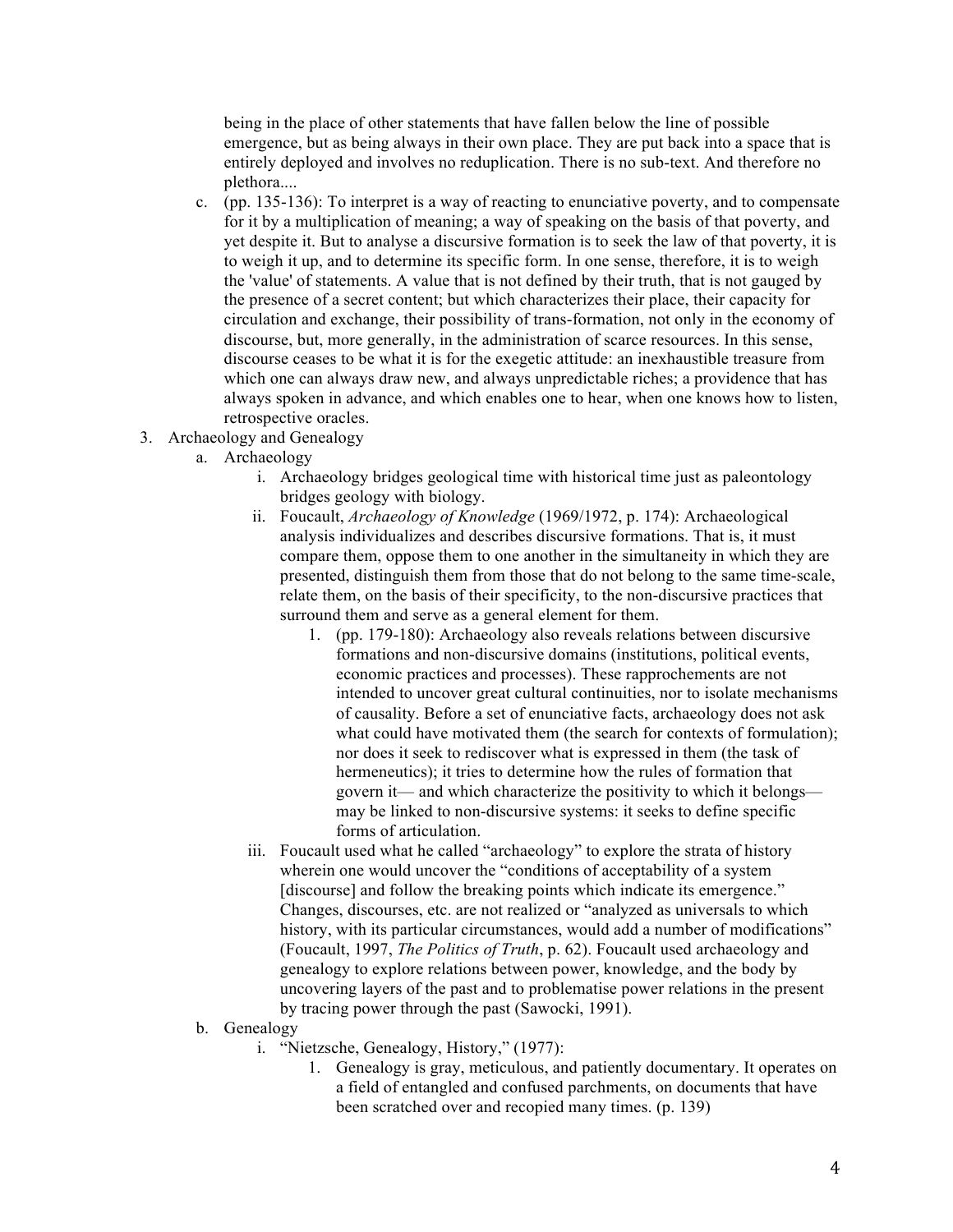being in the place of other statements that have fallen below the line of possible emergence, but as being always in their own place. They are put back into a space that is entirely deployed and involves no reduplication. There is no sub-text. And therefore no plethora....

   c. (pp. 135-136): To interpret is a way of reacting to enunciative poverty, and to compensate for it by a multiplication of meaning; a way of speaking on the basis of that poverty, and yet despite it. But to analyse a discursive formation is to seek the law of that poverty, it is to weigh it up, and to determine its specific form. In one sense, therefore, it is to weigh the 'value' of statements. A value that is not defined by their truth, that is not gauged by the presence of a secret content; but which characterizes their place, their capacity for circulation and exchange, their possibility of trans-formation, not only in the economy of discourse, but, more generally, in the administration of scarce resources. In this sense, discourse ceases to be what it is for the exegetic attitude: an inexhaustible treasure from which one can always draw new, and always unpredictable riches; a providence that has always spoken in advance, and which enables one to hear, when one knows how to listen, retrospective oracles.

3. Archaeology and Genealogy
   a. Archaeology
      i. Archaeology bridges geological time with historical time just as paleontology bridges geology with biology.
      ii. Foucault, *Archaeology of Knowledge* (1969/1972, p. 174): Archaeological analysis individualizes and describes discursive formations. That is, it must compare them, oppose them to one another in the simultaneity in which they are presented, distinguish them from those that do not belong to the same time-scale, relate them, on the basis of their specificity, to the non-discursive practices that surround them and serve as a general element for them.
         1. (pp. 179-180): Archaeology also reveals relations between discursive formations and non-discursive domains (institutions, political events, economic practices and processes). These rapprochements are not intended to uncover great cultural continuities, nor to isolate mechanisms of causality. Before a set of enunciative facts, archaeology does not ask what could have motivated them (the search for contexts of formulation); nor does it seek to rediscover what is expressed in them (the task of hermeneutics); it tries to determine how the rules of formation that govern it— and which characterize the positivity to which it belongs— may be linked to non-discursive systems: it seeks to define specific forms of articulation.
      iii. Foucault used what he called "archaeology" to explore the strata of history wherein one would uncover the "conditions of acceptability of a system [discourse] and follow the breaking points which indicate its emergence." Changes, discourses, etc. are not realized or "analyzed as universals to which history, with its particular circumstances, would add a number of modifications" (Foucault, 1997, *The Politics of Truth*, p. 62). Foucault used archaeology and genealogy to explore relations between power, knowledge, and the body by uncovering layers of the past and to problematise power relations in the present by tracing power through the past (Sawocki, 1991).
   b. Genealogy
      i. "Nietzsche, Genealogy, History," (1977):
         1. Genealogy is gray, meticulous, and patiently documentary. It operates on a field of entangled and confused parchments, on documents that have been scratched over and recopied many times. (p. 139)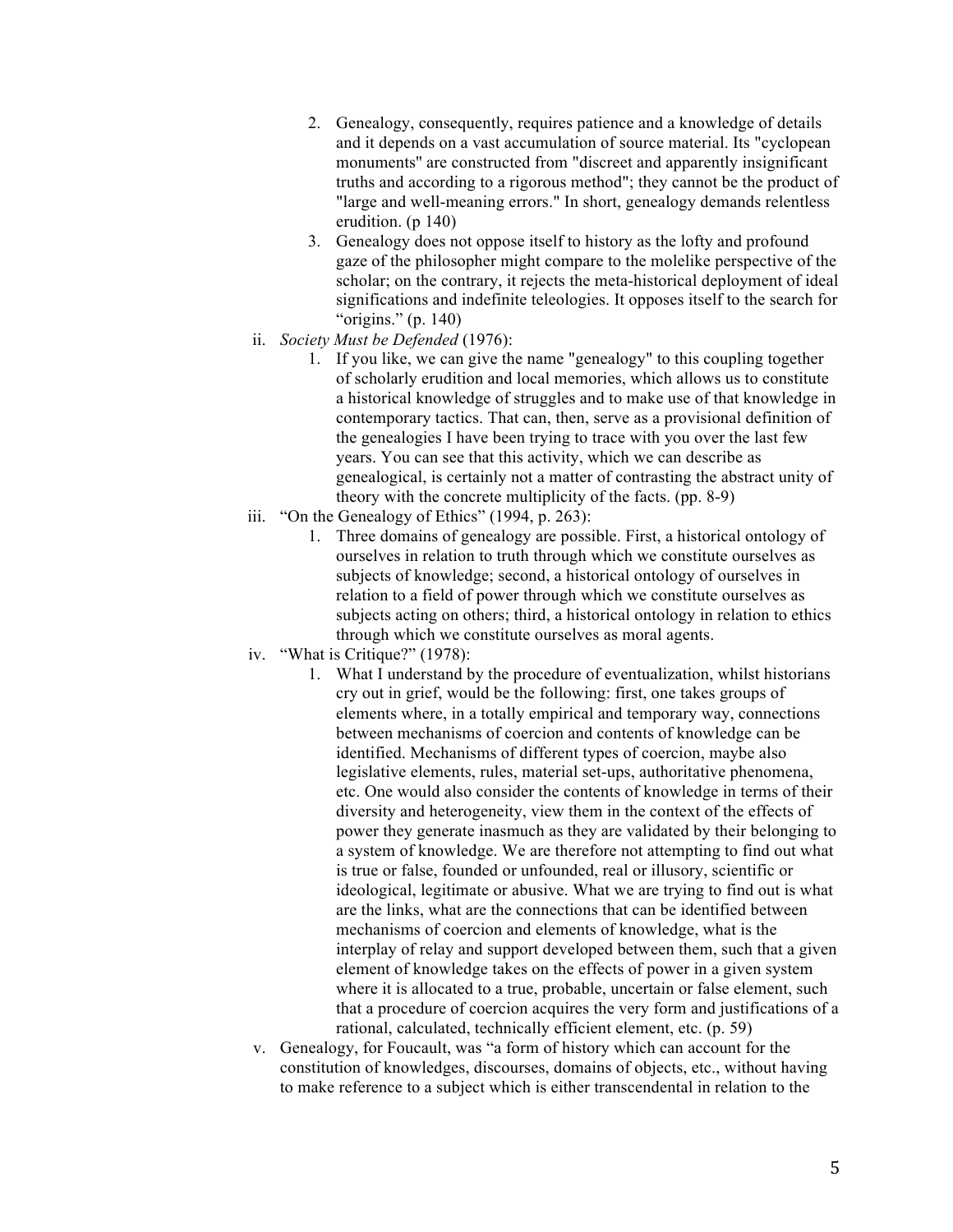2. Genealogy, consequently, requires patience and a knowledge of details and it depends on a vast accumulation of source material. Its "cyclopean monuments" are constructed from "discreet and apparently insignificant truths and according to a rigorous method"; they cannot be the product of "large and well-meaning errors." In short, genealogy demands relentless erudition. (p 140)
3. Genealogy does not oppose itself to history as the lofty and profound gaze of the philosopher might compare to the molelike perspective of the scholar; on the contrary, it rejects the meta-historical deployment of ideal significations and indefinite teleologies. It opposes itself to the search for "origins." (p. 140)

ii. *Society Must be Defended* (1976):

1. If you like, we can give the name "genealogy" to this coupling together of scholarly erudition and local memories, which allows us to constitute a historical knowledge of struggles and to make use of that knowledge in contemporary tactics. That can, then, serve as a provisional definition of the genealogies I have been trying to trace with you over the last few years. You can see that this activity, which we can describe as genealogical, is certainly not a matter of contrasting the abstract unity of theory with the concrete multiplicity of the facts. (pp. 8-9)

iii. "On the Genealogy of Ethics" (1994, p. 263):

1. Three domains of genealogy are possible. First, a historical ontology of ourselves in relation to truth through which we constitute ourselves as subjects of knowledge; second, a historical ontology of ourselves in relation to a field of power through which we constitute ourselves as subjects acting on others; third, a historical ontology in relation to ethics through which we constitute ourselves as moral agents.

iv. "What is Critique?" (1978):

1. What I understand by the procedure of eventualization, whilst historians cry out in grief, would be the following: first, one takes groups of elements where, in a totally empirical and temporary way, connections between mechanisms of coercion and contents of knowledge can be identified. Mechanisms of different types of coercion, maybe also legislative elements, rules, material set-ups, authoritative phenomena, etc. One would also consider the contents of knowledge in terms of their diversity and heterogeneity, view them in the context of the effects of power they generate inasmuch as they are validated by their belonging to a system of knowledge. We are therefore not attempting to find out what is true or false, founded or unfounded, real or illusory, scientific or ideological, legitimate or abusive. What we are trying to find out is what are the links, what are the connections that can be identified between mechanisms of coercion and elements of knowledge, what is the interplay of relay and support developed between them, such that a given element of knowledge takes on the effects of power in a given system where it is allocated to a true, probable, uncertain or false element, such that a procedure of coercion acquires the very form and justifications of a rational, calculated, technically efficient element, etc. (p. 59)

v. Genealogy, for Foucault, was "a form of history which can account for the constitution of knowledges, discourses, domains of objects, etc., without having to make reference to a subject which is either transcendental in relation to the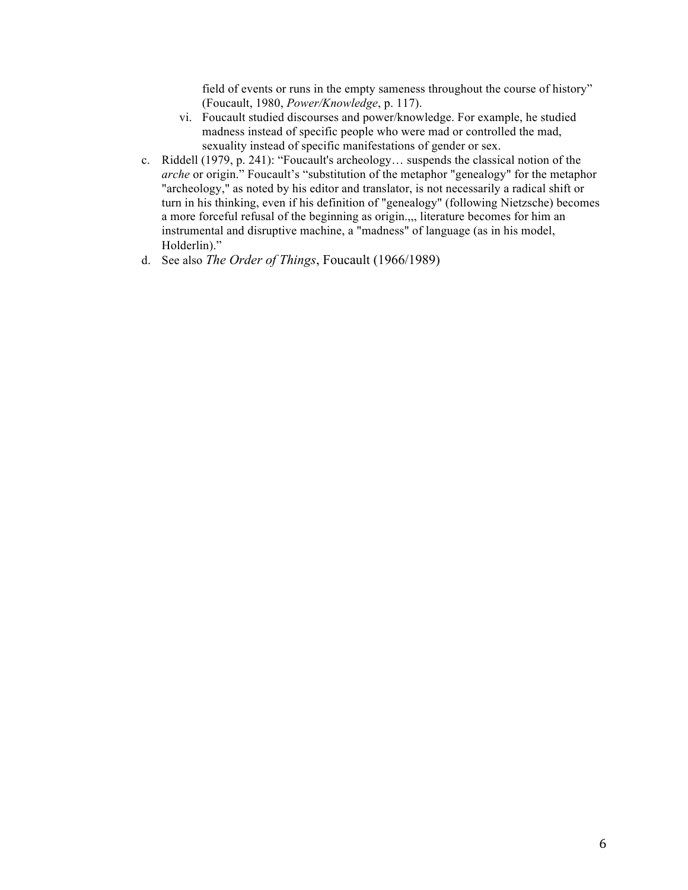field of events or runs in the empty sameness throughout the course of history" (Foucault, 1980, *Power/Knowledge*, p. 117).

   vi. Foucault studied discourses and power/knowledge. For example, he studied madness instead of specific people who were mad or controlled the mad, sexuality instead of specific manifestations of gender or sex.

c. Riddell (1979, p. 241): "Foucault's archeology… suspends the classical notion of the *arche* or origin." Foucault's "substitution of the metaphor "genealogy" for the metaphor "archeology," as noted by his editor and translator, is not necessarily a radical shift or turn in his thinking, even if his definition of "genealogy" (following Nietzsche) becomes a more forceful refusal of the beginning as origin.,,, literature becomes for him an instrumental and disruptive machine, a "madness" of language (as in his model, Holderlin)."

d. See also *The Order of Things*, Foucault (1966/1989)